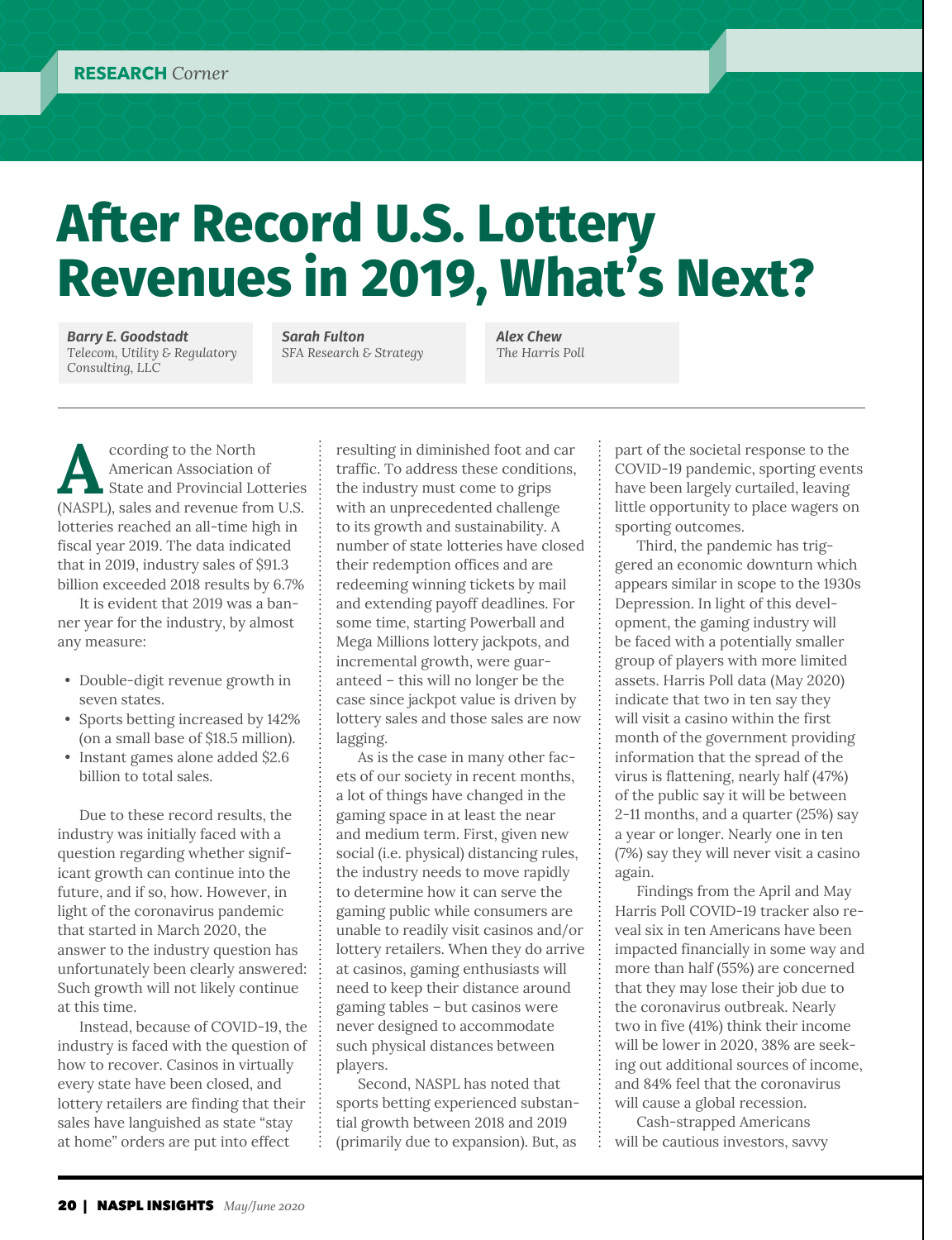RESEARCH *Corner*

# After Record U.S. Lottery Revenues in 2019, What's Next?

***Barry E. Goodstadt***
*Telecom, Utility & Regulatory Consulting, LLC*

***Sarah Fulton***
*SFA Research & Strategy*

***Alex Chew***
*The Harris Poll*

According to the North American Association of State and Provincial Lotteries (NASPL), sales and revenue from U.S. lotteries reached an all-time high in fiscal year 2019. The data indicated that in 2019, industry sales of $91.3 billion exceeded 2018 results by 6.7%

It is evident that 2019 was a banner year for the industry, by almost any measure:

- Double-digit revenue growth in seven states.
- Sports betting increased by 142% (on a small base of $18.5 million).
- Instant games alone added $2.6 billion to total sales.

Due to these record results, the industry was initially faced with a question regarding whether significant growth can continue into the future, and if so, how. However, in light of the coronavirus pandemic that started in March 2020, the answer to the industry question has unfortunately been clearly answered: Such growth will not likely continue at this time.

Instead, because of COVID-19, the industry is faced with the question of how to recover. Casinos in virtually every state have been closed, and lottery retailers are finding that their sales have languished as state "stay at home" orders are put into effect resulting in diminished foot and car traffic. To address these conditions, the industry must come to grips with an unprecedented challenge to its growth and sustainability. A number of state lotteries have closed their redemption offices and are redeeming winning tickets by mail and extending payoff deadlines. For some time, starting Powerball and Mega Millions lottery jackpots, and incremental growth, were guaranteed – this will no longer be the case since jackpot value is driven by lottery sales and those sales are now lagging.

As is the case in many other facets of our society in recent months, a lot of things have changed in the gaming space in at least the near and medium term. First, given new social (i.e. physical) distancing rules, the industry needs to move rapidly to determine how it can serve the gaming public while consumers are unable to readily visit casinos and/or lottery retailers. When they do arrive at casinos, gaming enthusiasts will need to keep their distance around gaming tables – but casinos were never designed to accommodate such physical distances between players.

Second, NASPL has noted that sports betting experienced substantial growth between 2018 and 2019 (primarily due to expansion). But, as part of the societal response to the COVID-19 pandemic, sporting events have been largely curtailed, leaving little opportunity to place wagers on sporting outcomes.

Third, the pandemic has triggered an economic downturn which appears similar in scope to the 1930s Depression. In light of this development, the gaming industry will be faced with a potentially smaller group of players with more limited assets. Harris Poll data (May 2020) indicate that two in ten say they will visit a casino within the first month of the government providing information that the spread of the virus is flattening, nearly half (47%) of the public say it will be between 2-11 months, and a quarter (25%) say a year or longer. Nearly one in ten (7%) say they will never visit a casino again.

Findings from the April and May Harris Poll COVID-19 tracker also reveal six in ten Americans have been impacted financially in some way and more than half (55%) are concerned that they may lose their job due to the coronavirus outbreak. Nearly two in five (41%) think their income will be lower in 2020, 38% are seeking out additional sources of income, and 84% feel that the coronavirus will cause a global recession.

Cash-strapped Americans will be cautious investors, savvy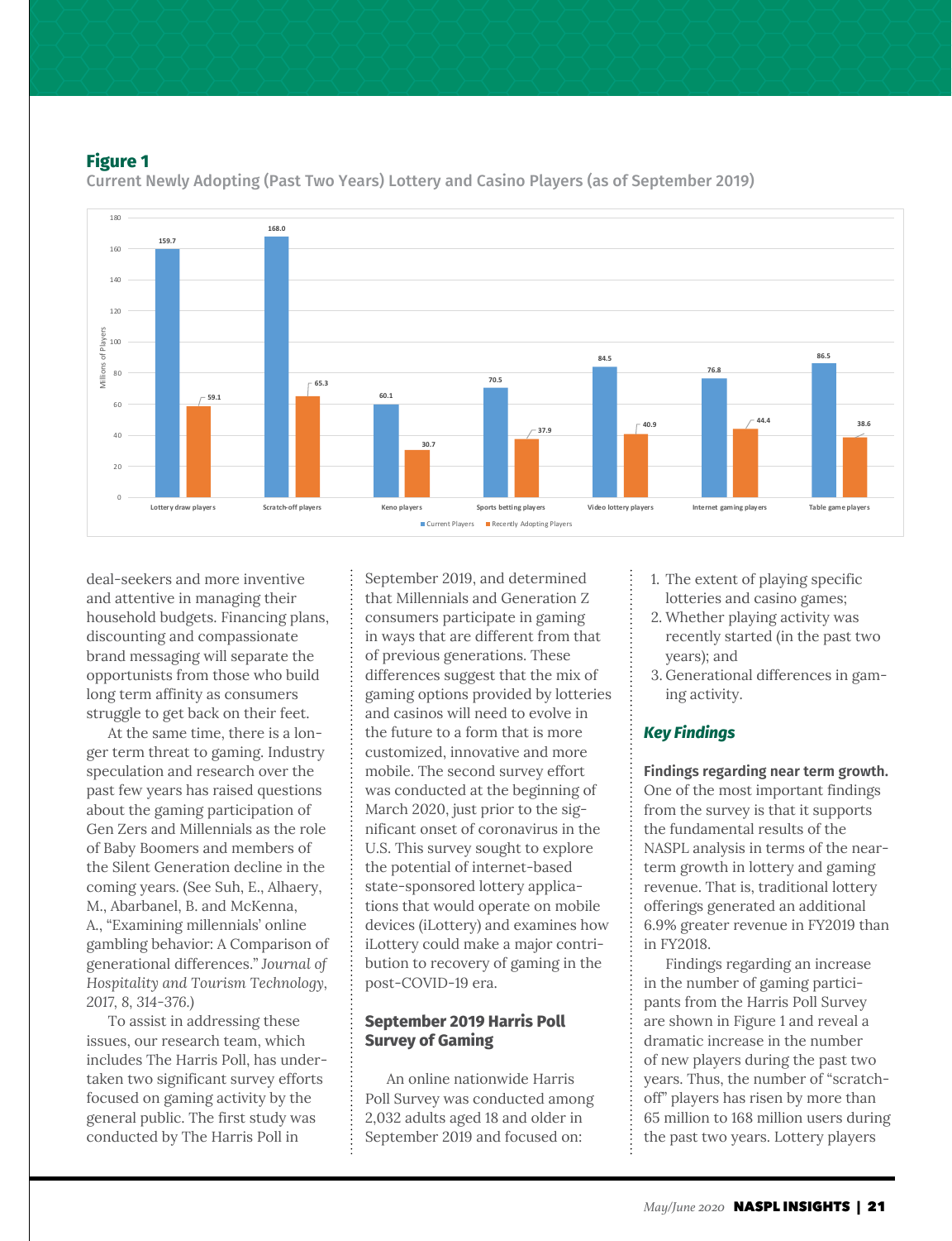**Figure 1**

Current Newly Adopting (Past Two Years) Lottery and Casino Players (as of September 2019)

| | Current Players (Millions) | Recently Adopting Players (Millions) |
|---|---|---|
| Lottery draw players | 159.7 | 59.1 |
| Scratch-off players | 168.0 | 65.3 |
| Keno players | 60.1 | 30.7 |
| Sports betting players | 70.5 | 37.9 |
| Video lottery players | 84.5 | 40.9 |
| Internet gaming players | 76.8 | 44.4 |
| Table game players | 86.5 | 38.6 |

deal-seekers and more inventive and attentive in managing their household budgets. Financing plans, discounting and compassionate brand messaging will separate the opportunists from those who build long term affinity as consumers struggle to get back on their feet.

At the same time, there is a longer term threat to gaming. Industry speculation and research over the past few years has raised questions about the gaming participation of Gen Zers and Millennials as the role of Baby Boomers and members of the Silent Generation decline in the coming years. (See Suh, E., Alhaery, M., Abarbanel, B. and McKenna, A., "Examining millennials' online gambling behavior: A Comparison of generational differences." *Journal of Hospitality and Tourism Technology*, 2017, 8, 314-376.)

To assist in addressing these issues, our research team, which includes The Harris Poll, has undertaken two significant survey efforts focused on gaming activity by the general public. The first study was conducted by The Harris Poll in September 2019, and determined that Millennials and Generation Z consumers participate in gaming in ways that are different from that of previous generations. These differences suggest that the mix of gaming options provided by lotteries and casinos will need to evolve in the future to a form that is more customized, innovative and more mobile. The second survey effort was conducted at the beginning of March 2020, just prior to the significant onset of coronavirus in the U.S. This survey sought to explore the potential of internet-based state-sponsored lottery applications that would operate on mobile devices (iLottery) and examines how iLottery could make a major contribution to recovery of gaming in the post-COVID-19 era.

## September 2019 Harris Poll Survey of Gaming

An online nationwide Harris Poll Survey was conducted among 2,032 adults aged 18 and older in September 2019 and focused on:

1. The extent of playing specific lotteries and casino games;
2. Whether playing activity was recently started (in the past two years); and
3. Generational differences in gaming activity.

### *Key Findings*

**Findings regarding near term growth.** One of the most important findings from the survey is that it supports the fundamental results of the NASPL analysis in terms of the near-term growth in lottery and gaming revenue. That is, traditional lottery offerings generated an additional 6.9% greater revenue in FY2019 than in FY2018.

Findings regarding an increase in the number of gaming participants from the Harris Poll Survey are shown in Figure 1 and reveal a dramatic increase in the number of new players during the past two years. Thus, the number of "scratch-off" players has risen by more than 65 million to 168 million users during the past two years. Lottery players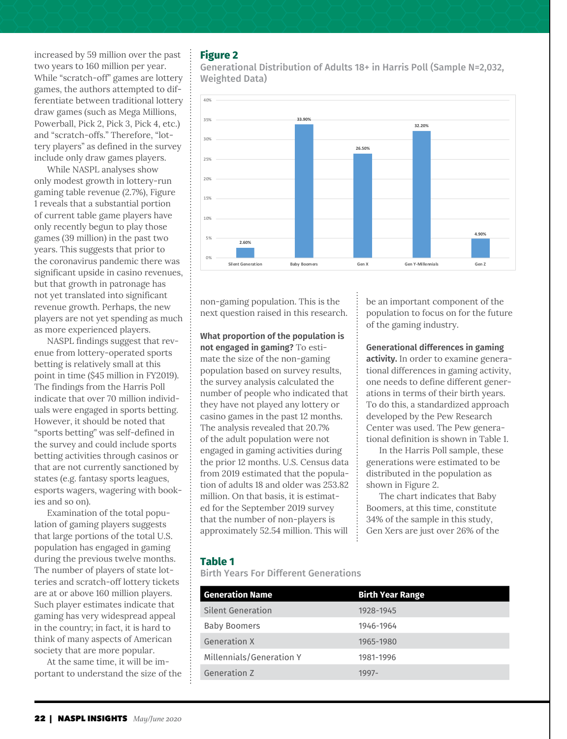increased by 59 million over the past two years to 160 million per year. While "scratch-off" games are lottery games, the authors attempted to differentiate between traditional lottery draw games (such as Mega Millions, Powerball, Pick 2, Pick 3, Pick 4, etc.) and "scratch-offs." Therefore, "lottery players" as defined in the survey include only draw games players.

While NASPL analyses show only modest growth in lottery-run gaming table revenue (2.7%), Figure 1 reveals that a substantial portion of current table game players have only recently begun to play those games (39 million) in the past two years. This suggests that prior to the coronavirus pandemic there was significant upside in casino revenues, but that growth in patronage has not yet translated into significant revenue growth. Perhaps, the new players are not yet spending as much as more experienced players.

NASPL findings suggest that revenue from lottery-operated sports betting is relatively small at this point in time ($45 million in FY2019). The findings from the Harris Poll indicate that over 70 million individuals were engaged in sports betting. However, it should be noted that "sports betting" was self-defined in the survey and could include sports betting activities through casinos or that are not currently sanctioned by states (e.g. fantasy sports leagues, esports wagers, wagering with bookies and so on).

Examination of the total population of gaming players suggests that large portions of the total U.S. population has engaged in gaming during the previous twelve months. The number of players of state lotteries and scratch-off lottery tickets are at or above 160 million players. Such player estimates indicate that gaming has very widespread appeal in the country; in fact, it is hard to think of many aspects of American society that are more popular.

At the same time, it will be important to understand the size of the non-gaming population. This is the next question raised in this research.

## Figure 2

Generational Distribution of Adults 18+ in Harris Poll (Sample N=2,032, Weighted Data)

| Generation | Percent |
|---|---|
| Silent Generation | 2.60% |
| Baby Boomers | 33.90% |
| Gen X | 26.50% |
| Gen Y-Millennials | 32.20% |
| Gen Z | 4.90% |

**What proportion of the population is not engaged in gaming?** To estimate the size of the non-gaming population based on survey results, the survey analysis calculated the number of people who indicated that they have not played any lottery or casino games in the past 12 months. The analysis revealed that 20.7% of the adult population were not engaged in gaming activities during the prior 12 months. U.S. Census data from 2019 estimated that the population of adults 18 and older was 253.82 million. On that basis, it is estimated for the September 2019 survey that the number of non-players is approximately 52.54 million. This will be an important component of the population to focus on for the future of the gaming industry.

**Generational differences in gaming activity.** In order to examine generational differences in gaming activity, one needs to define different generations in terms of their birth years. To do this, a standardized approach developed by the Pew Research Center was used. The Pew generational definition is shown in Table 1.

In the Harris Poll sample, these generations were estimated to be distributed in the population as shown in Figure 2.

The chart indicates that Baby Boomers, at this time, constitute 34% of the sample in this study, Gen Xers are just over 26% of the

## Table 1

Birth Years For Different Generations

| Generation Name | Birth Year Range |
|---|---|
| Silent Generation | 1928-1945 |
| Baby Boomers | 1946-1964 |
| Generation X | 1965-1980 |
| Millennials/Generation Y | 1981-1996 |
| Generation Z | 1997- |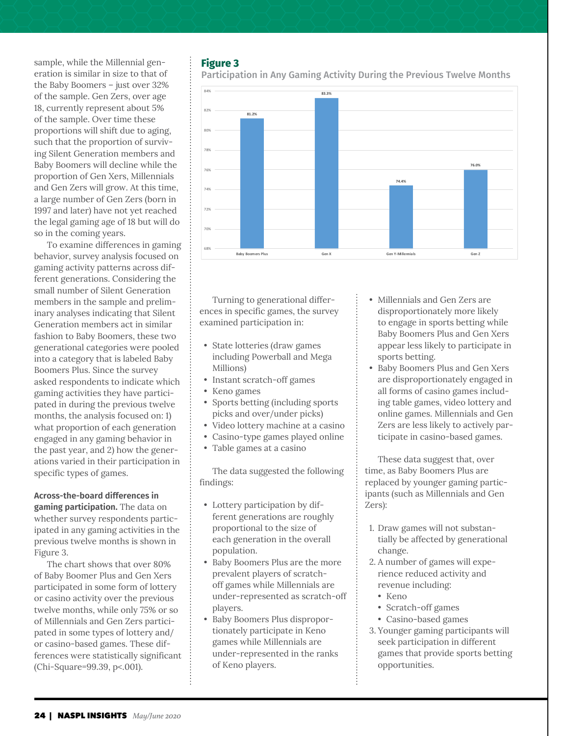sample, while the Millennial generation is similar in size to that of the Baby Boomers – just over 32% of the sample. Gen Zers, over age 18, currently represent about 5% of the sample. Over time these proportions will shift due to aging, such that the proportion of surviving Silent Generation members and Baby Boomers will decline while the proportion of Gen Xers, Millennials and Gen Zers will grow. At this time, a large number of Gen Zers (born in 1997 and later) have not yet reached the legal gaming age of 18 but will do so in the coming years.

To examine differences in gaming behavior, survey analysis focused on gaming activity patterns across different generations. Considering the small number of Silent Generation members in the sample and preliminary analyses indicating that Silent Generation members act in similar fashion to Baby Boomers, these two generational categories were pooled into a category that is labeled Baby Boomers Plus. Since the survey asked respondents to indicate which gaming activities they have participated in during the previous twelve months, the analysis focused on: 1) what proportion of each generation engaged in any gaming behavior in the past year, and 2) how the generations varied in their participation in specific types of games.

**Across-the-board differences in gaming participation.** The data on whether survey respondents participated in any gaming activities in the previous twelve months is shown in Figure 3.

The chart shows that over 80% of Baby Boomer Plus and Gen Xers participated in some form of lottery or casino activity over the previous twelve months, while only 75% or so of Millennials and Gen Zers participated in some types of lottery and/or casino-based games. These differences were statistically significant (Chi-Square=99.39, $p<.001$).

## Figure 3

**Participation in Any Gaming Activity During the Previous Twelve Months**

| Generation | Participation |
|---|---|
| Baby Boomers Plus | 81.2% |
| Gen X | 83.3% |
| Gen Y-Millennials | 74.4% |
| Gen Z | 76.0% |

Turning to generational differences in specific games, the survey examined participation in:

- State lotteries (draw games including Powerball and Mega Millions)
- Instant scratch-off games
- Keno games
- Sports betting (including sports picks and over/under picks)
- Video lottery machine at a casino
- Casino-type games played online
- Table games at a casino

The data suggested the following findings:

- Lottery participation by different generations are roughly proportional to the size of each generation in the overall population.
- Baby Boomers Plus are the more prevalent players of scratch-off games while Millennials are under-represented as scratch-off players.
- Baby Boomers Plus disproportionately participate in Keno games while Millennials are under-represented in the ranks of Keno players.
- Millennials and Gen Zers are disproportionately more likely to engage in sports betting while Baby Boomers Plus and Gen Xers appear less likely to participate in sports betting.
- Baby Boomers Plus and Gen Xers are disproportionately engaged in all forms of casino games including table games, video lottery and online games. Millennials and Gen Zers are less likely to actively participate in casino-based games.

These data suggest that, over time, as Baby Boomers Plus are replaced by younger gaming participants (such as Millennials and Gen Zers):

1. Draw games will not substantially be affected by generational change.
2. A number of games will experience reduced activity and revenue including:
   - Keno
   - Scratch-off games
   - Casino-based games
3. Younger gaming participants will seek participation in different games that provide sports betting opportunities.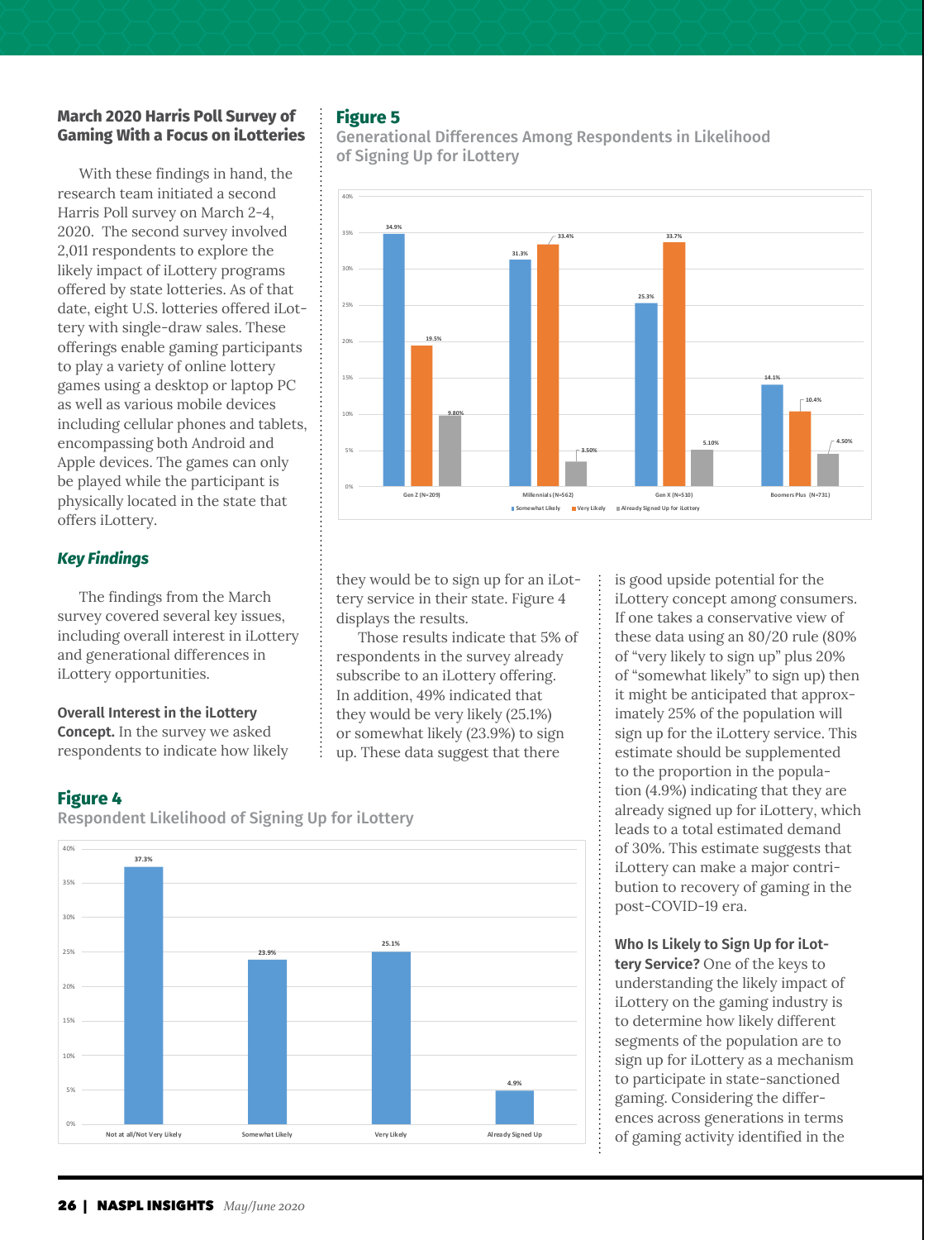### March 2020 Harris Poll Survey of Gaming With a Focus on iLotteries

With these findings in hand, the research team initiated a second Harris Poll survey on March 2-4, 2020. The second survey involved 2,011 respondents to explore the likely impact of iLottery programs offered by state lotteries. As of that date, eight U.S. lotteries offered iLottery with single-draw sales. These offerings enable gaming participants to play a variety of online lottery games using a desktop or laptop PC as well as various mobile devices including cellular phones and tablets, encompassing both Android and Apple devices. The games can only be played while the participant is physically located in the state that offers iLottery.

### *Key Findings*

The findings from the March survey covered several key issues, including overall interest in iLottery and generational differences in iLottery opportunities.

**Overall Interest in the iLottery Concept.** In the survey we asked respondents to indicate how likely they would be to sign up for an iLottery service in their state. Figure 4 displays the results.

Those results indicate that 5% of respondents in the survey already subscribe to an iLottery offering. In addition, 49% indicated that they would be very likely (25.1%) or somewhat likely (23.9%) to sign up. These data suggest that there is good upside potential for the iLottery concept among consumers. If one takes a conservative view of these data using an 80/20 rule (80% of "very likely to sign up" plus 20% of "somewhat likely" to sign up) then it might be anticipated that approximately 25% of the population will sign up for the iLottery service. This estimate should be supplemented to the proportion in the population (4.9%) indicating that they are already signed up for iLottery, which leads to a total estimated demand of 30%. This estimate suggests that iLottery can make a major contribution to recovery of gaming in the post-COVID-19 era.

**Who Is Likely to Sign Up for iLottery Service?** One of the keys to understanding the likely impact of iLottery on the gaming industry is to determine how likely different segments of the population are to sign up for iLottery as a mechanism to participate in state-sanctioned gaming. Considering the differences across generations in terms of gaming activity identified in the

## Figure 4

Respondent Likelihood of Signing Up for iLottery

| Not at all/Not Very Likely | Somewhat Likely | Very Likely | Already Signed Up |
|---|---|---|---|
| 37.3% | 23.9% | 25.1% | 4.9% |

## Figure 5

Generational Differences Among Respondents in Likelihood of Signing Up for iLottery

| | Somewhat Likely | Very Likely | Already Signed Up for iLottery |
|---|---|---|---|
| Gen Z (N=209) | 34.9% | 19.5% | 9.80% |
| Millennials (N=562) | 31.3% | 33.4% | 3.50% |
| Gen X (N=510) | 25.3% | 33.7% | 5.10% |
| Boomers Plus (N=731) | 14.1% | 10.4% | 4.50% |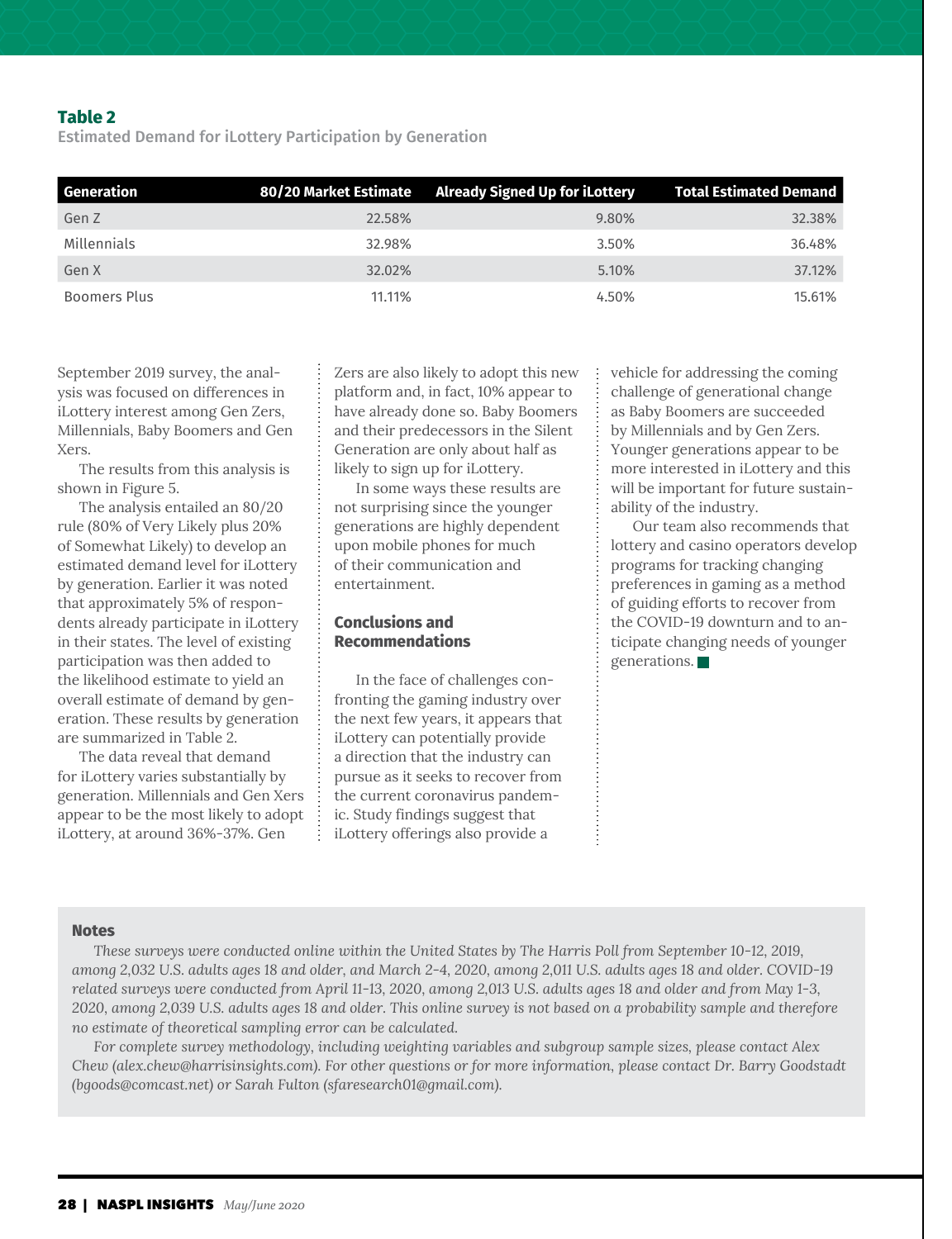**Table 2**
Estimated Demand for iLottery Participation by Generation

| Generation | 80/20 Market Estimate | Already Signed Up for iLottery | Total Estimated Demand |
|---|---|---|---|
| Gen Z | 22.58% | 9.80% | 32.38% |
| Millennials | 32.98% | 3.50% | 36.48% |
| Gen X | 32.02% | 5.10% | 37.12% |
| Boomers Plus | 11.11% | 4.50% | 15.61% |

September 2019 survey, the analysis was focused on differences in iLottery interest among Gen Zers, Millennials, Baby Boomers and Gen Xers.

The results from this analysis is shown in Figure 5.

The analysis entailed an 80/20 rule (80% of Very Likely plus 20% of Somewhat Likely) to develop an estimated demand level for iLottery by generation. Earlier it was noted that approximately 5% of respondents already participate in iLottery in their states. The level of existing participation was then added to the likelihood estimate to yield an overall estimate of demand by generation. These results by generation are summarized in Table 2.

The data reveal that demand for iLottery varies substantially by generation. Millennials and Gen Xers appear to be the most likely to adopt iLottery, at around 36%-37%. Gen Zers are also likely to adopt this new platform and, in fact, 10% appear to have already done so. Baby Boomers and their predecessors in the Silent Generation are only about half as likely to sign up for iLottery.

In some ways these results are not surprising since the younger generations are highly dependent upon mobile phones for much of their communication and entertainment.

## Conclusions and Recommendations

In the face of challenges confronting the gaming industry over the next few years, it appears that iLottery can potentially provide a direction that the industry can pursue as it seeks to recover from the current coronavirus pandemic. Study findings suggest that iLottery offerings also provide a vehicle for addressing the coming challenge of generational change as Baby Boomers are succeeded by Millennials and by Gen Zers. Younger generations appear to be more interested in iLottery and this will be important for future sustainability of the industry.

Our team also recommends that lottery and casino operators develop programs for tracking changing preferences in gaming as a method of guiding efforts to recover from the COVID-19 downturn and to anticipate changing needs of younger generations.

**Notes**

*These surveys were conducted online within the United States by The Harris Poll from September 10-12, 2019, among 2,032 U.S. adults ages 18 and older, and March 2-4, 2020, among 2,011 U.S. adults ages 18 and older. COVID-19 related surveys were conducted from April 11-13, 2020, among 2,013 U.S. adults ages 18 and older and from May 1-3, 2020, among 2,039 U.S. adults ages 18 and older. This online survey is not based on a probability sample and therefore no estimate of theoretical sampling error can be calculated.*

*For complete survey methodology, including weighting variables and subgroup sample sizes, please contact Alex Chew (alex.chew@harrisinsights.com). For other questions or for more information, please contact Dr. Barry Goodstadt (bgoods@comcast.net) or Sarah Fulton (sfaresearch01@gmail.com).*